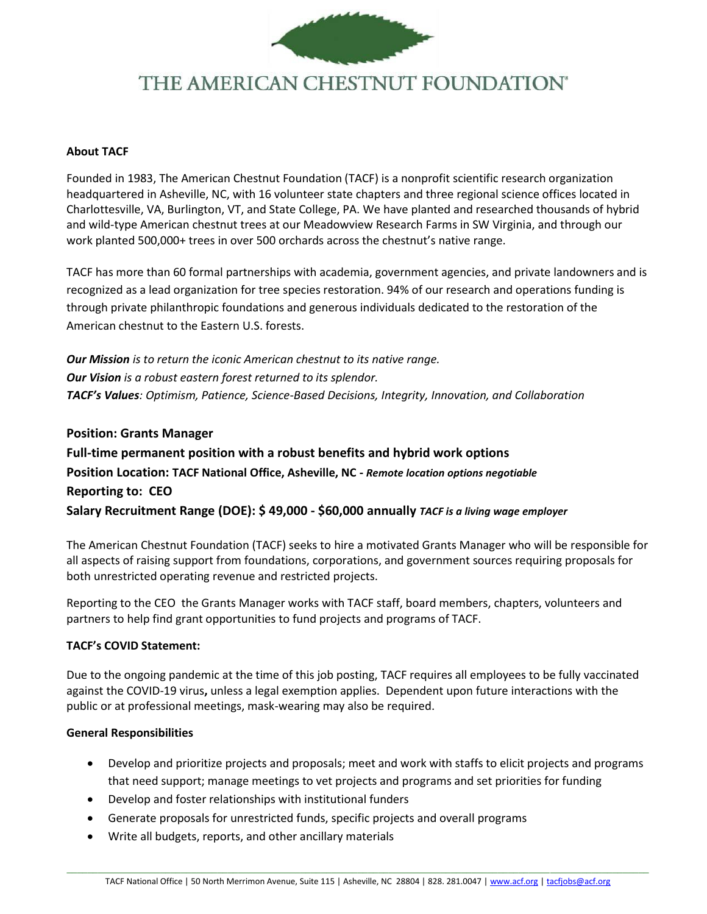# THE AMERICAN CHESTNUT FOUNDATION

**About TACF**

Founded in 1983, The American Chestnut Foundation (TACF) is a nonprofit scientific research organization headquartered in Asheville, NC, with 16 volunteer state chapters and three regional science offices located in Charlottesville, VA, Burlington, VT, and State College, PA. We have planted and researched thousands of hybrid and wild-type American chestnut trees at our Meadowview Research Farms in SW Virginia, and through our work planted 500,000+ trees in over 500 orchards across the chestnut's native range.

TACF has more than 60 formal partnerships with academia, government agencies, and private landowners and is recognized as a lead organization for tree species restoration. 94% of our research and operations funding is through private philanthropic foundations and generous individuals dedicated to the restoration of the American chestnut to the Eastern U.S. forests.

***Our Mission*** *is to return the iconic American chestnut to its native range.*
***Our Vision*** *is a robust eastern forest returned to its splendor.*
***TACF's Values****: Optimism, Patience, Science-Based Decisions, Integrity, Innovation, and Collaboration*

**Position: Grants Manager**
**Full-time permanent position with a robust benefits and hybrid work options**
**Position Location: TACF National Office, Asheville, NC -** ***Remote location options negotiable***
**Reporting to: CEO**
**Salary Recruitment Range (DOE): $ 49,000 - $60,000 annually** ***TACF is a living wage employer***

The American Chestnut Foundation (TACF) seeks to hire a motivated Grants Manager who will be responsible for all aspects of raising support from foundations, corporations, and government sources requiring proposals for both unrestricted operating revenue and restricted projects.

Reporting to the CEO the Grants Manager works with TACF staff, board members, chapters, volunteers and partners to help find grant opportunities to fund projects and programs of TACF.

**TACF's COVID Statement:**

Due to the ongoing pandemic at the time of this job posting, TACF requires all employees to be fully vaccinated against the COVID-19 virus**,** unless a legal exemption applies. Dependent upon future interactions with the public or at professional meetings, mask-wearing may also be required.

**General Responsibilities**

- Develop and prioritize projects and proposals; meet and work with staffs to elicit projects and programs that need support; manage meetings to vet projects and programs and set priorities for funding
- Develop and foster relationships with institutional funders
- Generate proposals for unrestricted funds, specific projects and overall programs
- Write all budgets, reports, and other ancillary materials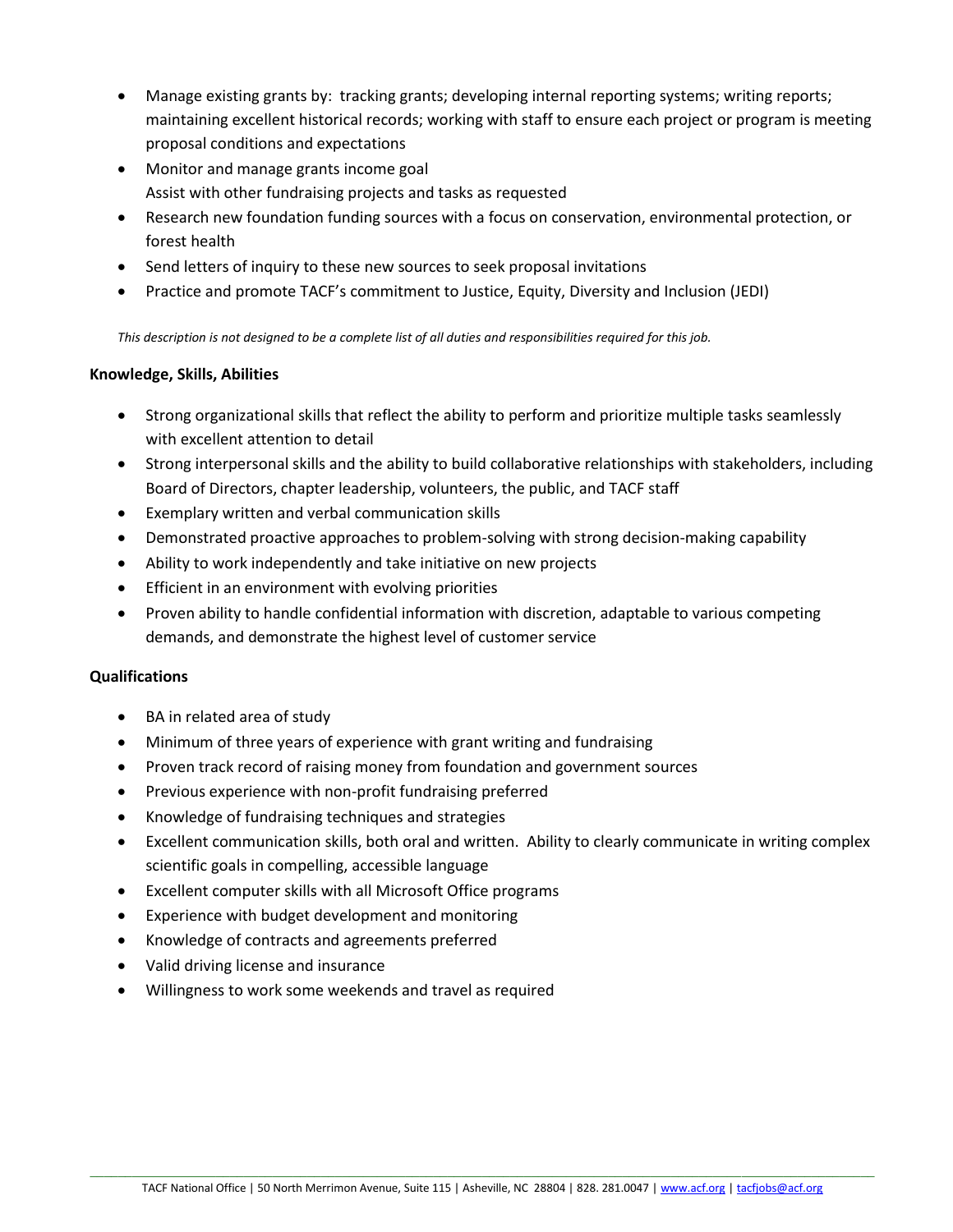- Manage existing grants by: tracking grants; developing internal reporting systems; writing reports; maintaining excellent historical records; working with staff to ensure each project or program is meeting proposal conditions and expectations
- Monitor and manage grants income goal
  Assist with other fundraising projects and tasks as requested
- Research new foundation funding sources with a focus on conservation, environmental protection, or forest health
- Send letters of inquiry to these new sources to seek proposal invitations
- Practice and promote TACF's commitment to Justice, Equity, Diversity and Inclusion (JEDI)

*This description is not designed to be a complete list of all duties and responsibilities required for this job.*

**Knowledge, Skills, Abilities**

- Strong organizational skills that reflect the ability to perform and prioritize multiple tasks seamlessly with excellent attention to detail
- Strong interpersonal skills and the ability to build collaborative relationships with stakeholders, including Board of Directors, chapter leadership, volunteers, the public, and TACF staff
- Exemplary written and verbal communication skills
- Demonstrated proactive approaches to problem-solving with strong decision-making capability
- Ability to work independently and take initiative on new projects
- Efficient in an environment with evolving priorities
- Proven ability to handle confidential information with discretion, adaptable to various competing demands, and demonstrate the highest level of customer service

**Qualifications**

- BA in related area of study
- Minimum of three years of experience with grant writing and fundraising
- Proven track record of raising money from foundation and government sources
- Previous experience with non-profit fundraising preferred
- Knowledge of fundraising techniques and strategies
- Excellent communication skills, both oral and written. Ability to clearly communicate in writing complex scientific goals in compelling, accessible language
- Excellent computer skills with all Microsoft Office programs
- Experience with budget development and monitoring
- Knowledge of contracts and agreements preferred
- Valid driving license and insurance
- Willingness to work some weekends and travel as required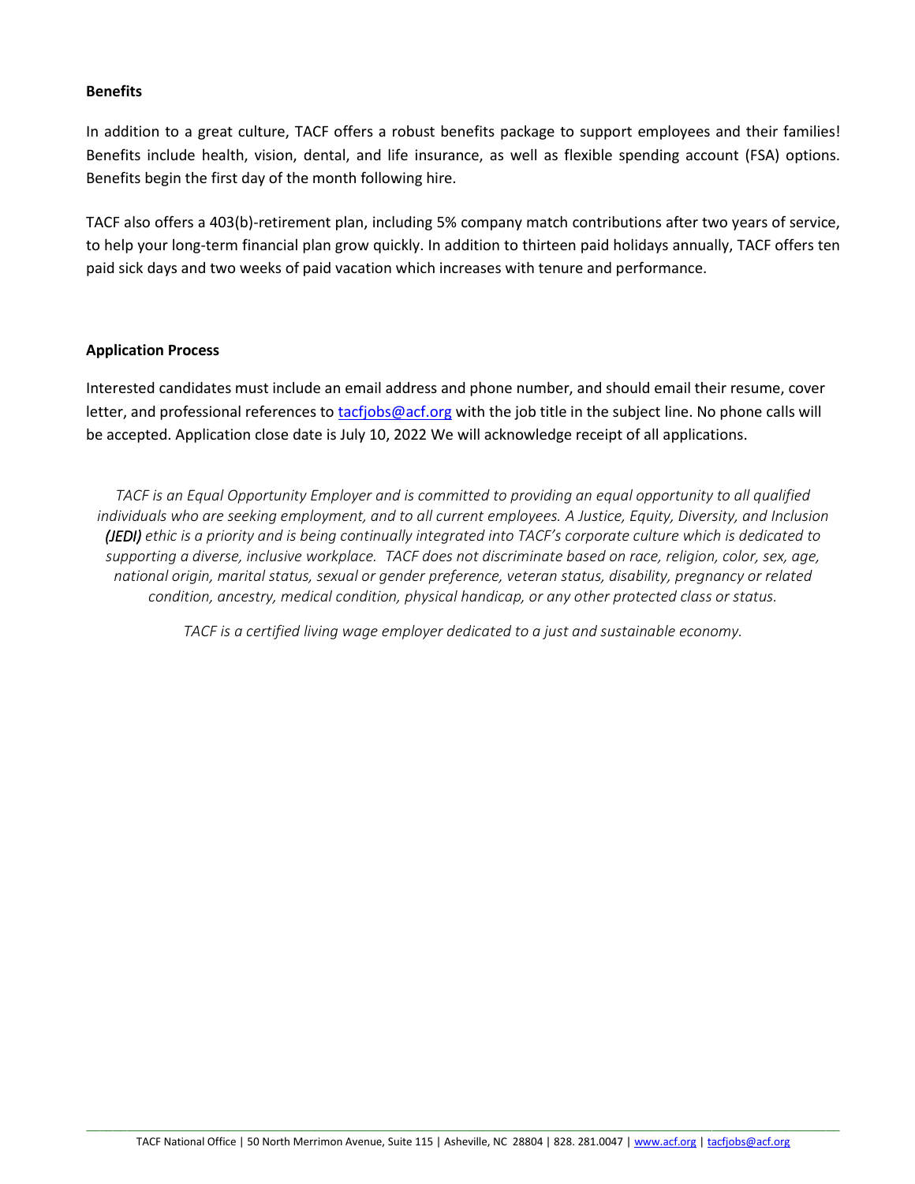**Benefits**

In addition to a great culture, TACF offers a robust benefits package to support employees and their families! Benefits include health, vision, dental, and life insurance, as well as flexible spending account (FSA) options. Benefits begin the first day of the month following hire.

TACF also offers a 403(b)-retirement plan, including 5% company match contributions after two years of service, to help your long-term financial plan grow quickly. In addition to thirteen paid holidays annually, TACF offers ten paid sick days and two weeks of paid vacation which increases with tenure and performance.

**Application Process**

Interested candidates must include an email address and phone number, and should email their resume, cover letter, and professional references to tacfjobs@acf.org with the job title in the subject line. No phone calls will be accepted. Application close date is July 10, 2022 We will acknowledge receipt of all applications.

*TACF is an Equal Opportunity Employer and is committed to providing an equal opportunity to all qualified individuals who are seeking employment, and to all current employees. A Justice, Equity, Diversity, and Inclusion (JEDI) ethic is a priority and is being continually integrated into TACF's corporate culture which is dedicated to supporting a diverse, inclusive workplace. TACF does not discriminate based on race, religion, color, sex, age, national origin, marital status, sexual or gender preference, veteran status, disability, pregnancy or related condition, ancestry, medical condition, physical handicap, or any other protected class or status.*

*TACF is a certified living wage employer dedicated to a just and sustainable economy.*

TACF National Office | 50 North Merrimon Avenue, Suite 115 | Asheville, NC 28804 | 828. 281.0047 | www.acf.org | tacfjobs@acf.org